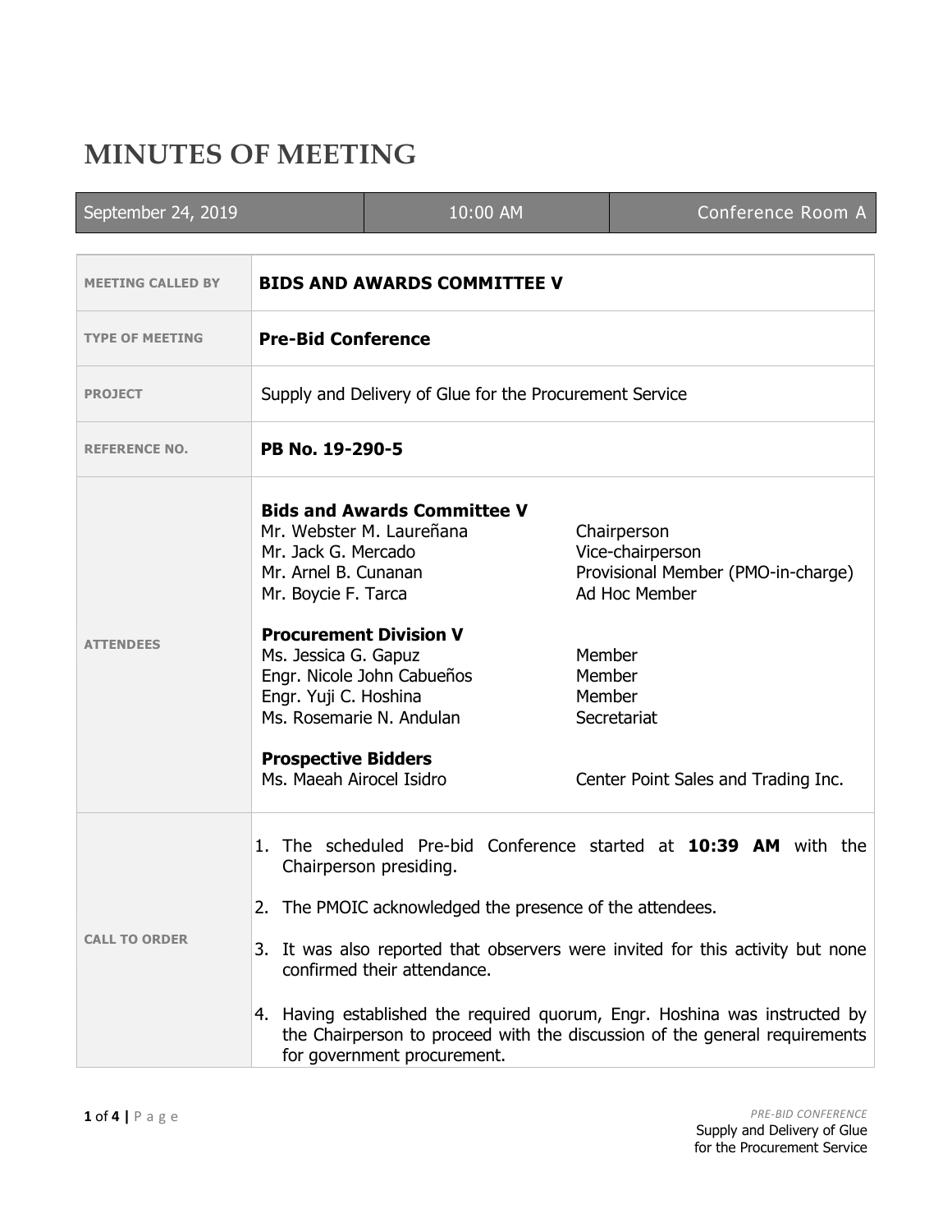# MINUTES OF MEETING

| September 24, 2019 | 10:00 AM | Conference Room A |
|---|---|---|

| | |
|---|---|
| **MEETING CALLED BY** | **BIDS AND AWARDS COMMITTEE V** |
| **TYPE OF MEETING** | **Pre-Bid Conference** |
| **PROJECT** | Supply and Delivery of Glue for the Procurement Service |
| **REFERENCE NO.** | **PB No. 19-290-5** |
| **ATTENDEES** | **Bids and Awards Committee V**<br>Mr. Webster M. Laureñana — Chairperson<br>Mr. Jack G. Mercado — Vice-chairperson<br>Mr. Arnel B. Cunanan — Provisional Member (PMO-in-charge)<br>Mr. Boycie F. Tarca — Ad Hoc Member<br><br>**Procurement Division V**<br>Ms. Jessica G. Gapuz — Member<br>Engr. Nicole John Cabueños — Member<br>Engr. Yuji C. Hoshina — Member<br>Ms. Rosemarie N. Andulan — Secretariat<br><br>**Prospective Bidders**<br>Ms. Maeah Airocel Isidro — Center Point Sales and Trading Inc. |
| **CALL TO ORDER** | 1. The scheduled Pre-bid Conference started at **10:39 AM** with the Chairperson presiding.<br><br>2. The PMOIC acknowledged the presence of the attendees.<br><br>3. It was also reported that observers were invited for this activity but none confirmed their attendance.<br><br>4. Having established the required quorum, Engr. Hoshina was instructed by the Chairperson to proceed with the discussion of the general requirements for government procurement. |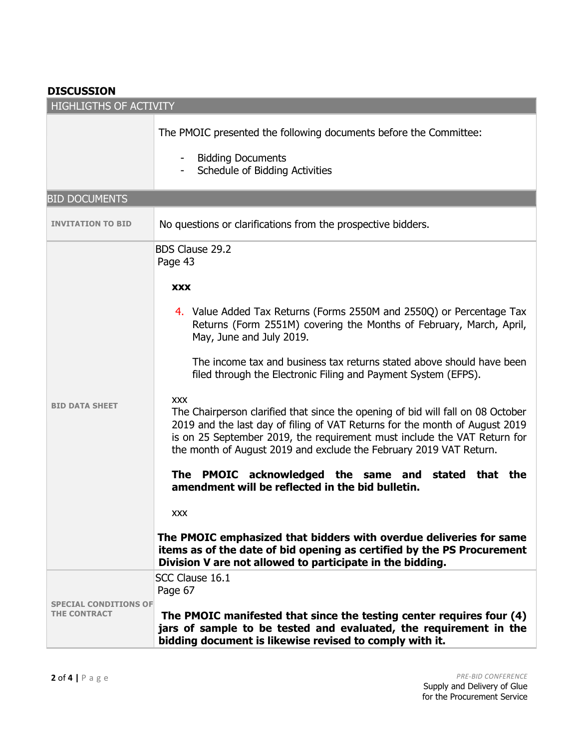## DISCUSSION

| HIGHLIGTHS OF ACTIVITY | |
|---|---|
| | The PMOIC presented the following documents before the Committee:<br><br>- Bidding Documents<br>- Schedule of Bidding Activities |
| **BID DOCUMENTS** | |
| **INVITATION TO BID** | No questions or clarifications from the prospective bidders. |
| **BID DATA SHEET** | BDS Clause 29.2<br>Page 43<br><br>**xxx**<br><br>4. Value Added Tax Returns (Forms 2550M and 2550Q) or Percentage Tax Returns (Form 2551M) covering the Months of February, March, April, May, June and July 2019.<br><br>The income tax and business tax returns stated above should have been filed through the Electronic Filing and Payment System (EFPS).<br><br>xxx<br>The Chairperson clarified that since the opening of bid will fall on 08 October 2019 and the last day of filing of VAT Returns for the month of August 2019 is on 25 September 2019, the requirement must include the VAT Return for the month of August 2019 and exclude the February 2019 VAT Return.<br><br>**The PMOIC acknowledged the same and stated that the amendment will be reflected in the bid bulletin.**<br><br>xxx<br><br>**The PMOIC emphasized that bidders with overdue deliveries for same items as of the date of bid opening as certified by the PS Procurement Division V are not allowed to participate in the bidding.** |
| **SPECIAL CONDITIONS OF THE CONTRACT** | SCC Clause 16.1<br>Page 67<br><br>**The PMOIC manifested that since the testing center requires four (4) jars of sample to be tested and evaluated, the requirement in the bidding document is likewise revised to comply with it.** |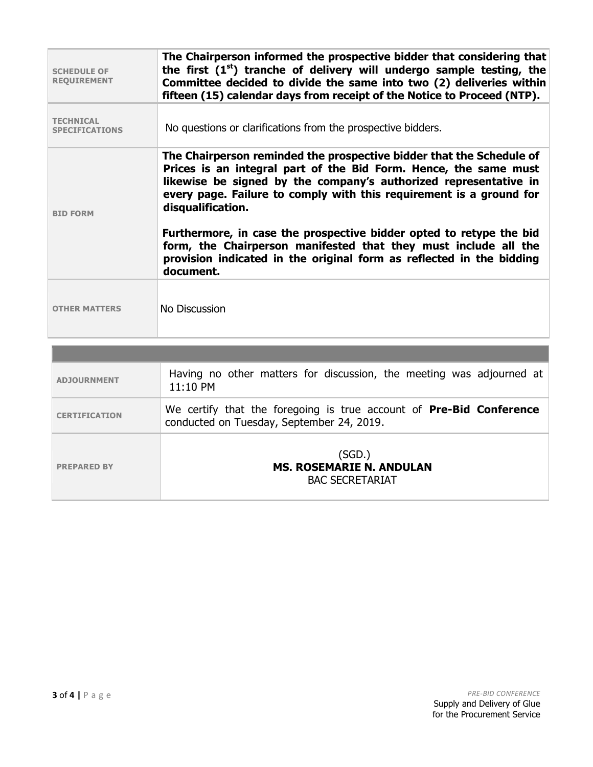| | |
|---|---|
| **SCHEDULE OF REQUIREMENT** | **The Chairperson informed the prospective bidder that considering that the first (1st) tranche of delivery will undergo sample testing, the Committee decided to divide the same into two (2) deliveries within fifteen (15) calendar days from receipt of the Notice to Proceed (NTP).** |
| **TECHNICAL SPECIFICATIONS** | No questions or clarifications from the prospective bidders. |
| **BID FORM** | **The Chairperson reminded the prospective bidder that the Schedule of Prices is an integral part of the Bid Form. Hence, the same must likewise be signed by the company's authorized representative in every page. Failure to comply with this requirement is a ground for disqualification.**<br><br>**Furthermore, in case the prospective bidder opted to retype the bid form, the Chairperson manifested that they must include all the provision indicated in the original form as reflected in the bidding document.** |
| **OTHER MATTERS** | No Discussion |

| | |
|---|---|
| **ADJOURNMENT** | Having no other matters for discussion, the meeting was adjourned at 11:10 PM |
| **CERTIFICATION** | We certify that the foregoing is true account of **Pre-Bid Conference** conducted on Tuesday, September 24, 2019. |
| **PREPARED BY** | (SGD.)<br>**MS. ROSEMARIE N. ANDULAN**<br>BAC SECRETARIAT |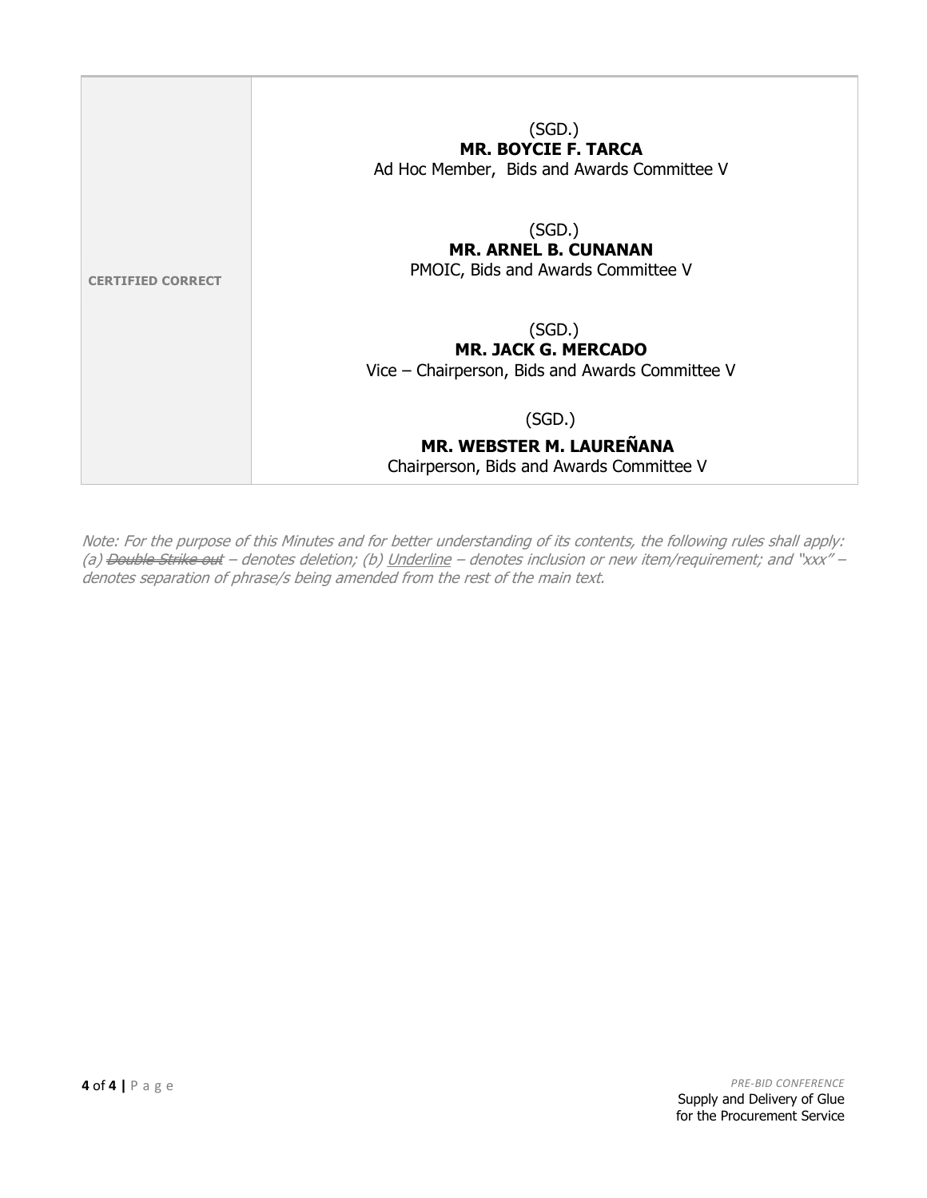| | |
|---|---|
| **CERTIFIED CORRECT** | (SGD.)<br>**MR. BOYCIE F. TARCA**<br>Ad Hoc Member, Bids and Awards Committee V<br><br>(SGD.)<br>**MR. ARNEL B. CUNANAN**<br>PMOIC, Bids and Awards Committee V<br><br>(SGD.)<br>**MR. JACK G. MERCADO**<br>Vice – Chairperson, Bids and Awards Committee V<br><br>(SGD.)<br>**MR. WEBSTER M. LAUREÑANA**<br>Chairperson, Bids and Awards Committee V |

*Note: For the purpose of this Minutes and for better understanding of its contents, the following rules shall apply: (a) ~~Double Strike out~~ – denotes deletion; (b) <u>Underline</u> – denotes inclusion or new item/requirement; and "xxx" – denotes separation of phrase/s being amended from the rest of the main text.*